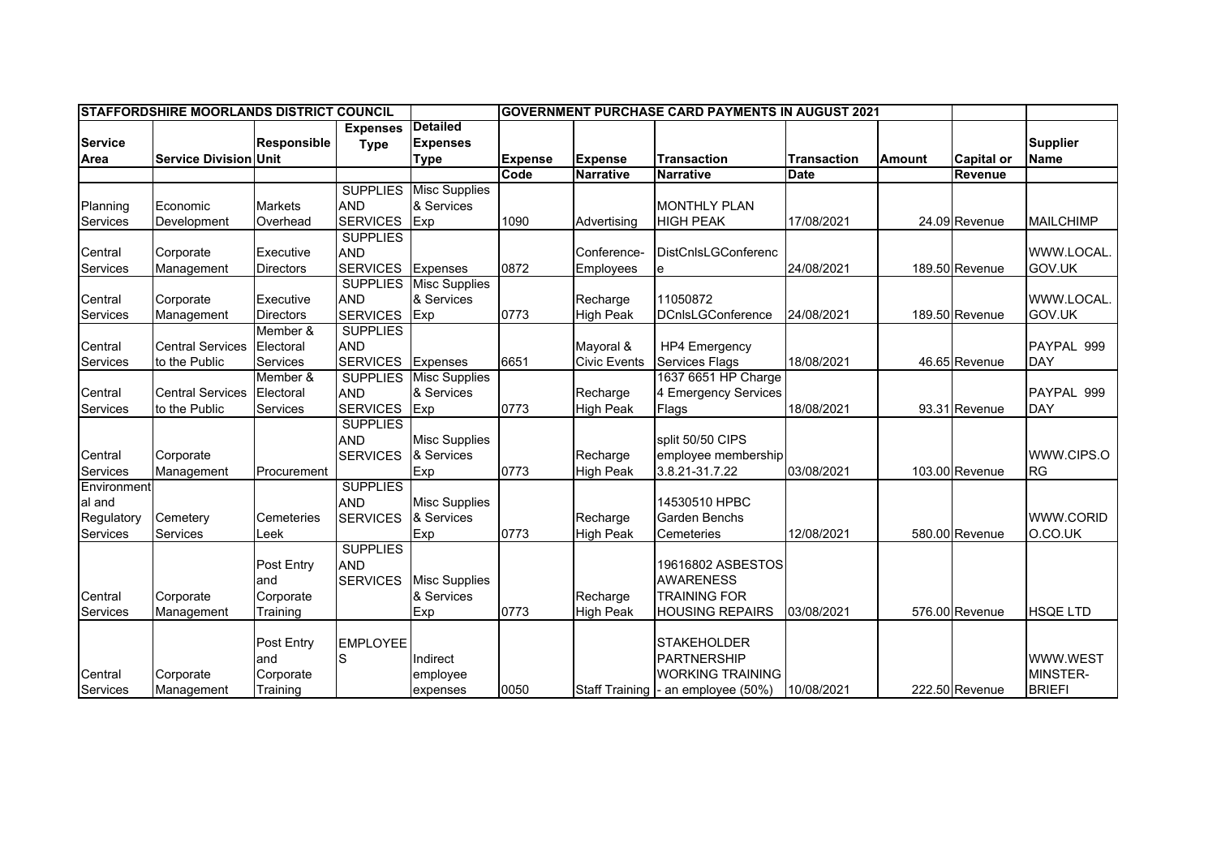| STAFFORDSHIRE MOORLANDS DISTRICT COUNCIL | | | | | GOVERNMENT PURCHASE CARD PAYMENTS IN AUGUST 2021 | | | | | | |
|---|---|---|---|---|---|---|---|---|---|---|---|
| Service Area | Service Division | Responsible Unit | Expenses Type | Detailed Expenses Type | Expense Code | Expense Narrative | Transaction Narrative | Transaction Date | Amount | Capital or Revenue | Supplier Name |
| Planning Services | Economic Development | Markets Overhead | SUPPLIES AND SERVICES | Misc Supplies & Services Exp | 1090 | Advertising | MONTHLY PLAN HIGH PEAK | 17/08/2021 | 24.09 | Revenue | MAILCHIMP |
| Central Services | Corporate Management | Executive Directors | SUPPLIES AND SERVICES | Expenses | 0872 | Conference-Employees | DistCnlsLGConference | 24/08/2021 | 189.50 | Revenue | WWW.LOCAL.GOV.UK |
| Central Services | Corporate Management | Executive Directors | SUPPLIES AND SERVICES | Misc Supplies & Services Exp | 0773 | Recharge High Peak | 11050872 DCnlsLGConference | 24/08/2021 | 189.50 | Revenue | WWW.LOCAL.GOV.UK |
| Central Services | Central Services to the Public | Member & Electoral Services | SUPPLIES AND SERVICES | Expenses | 6651 | Mayoral & Civic Events | HP4 Emergency Services Flags | 18/08/2021 | 46.65 | Revenue | PAYPAL 999 DAY |
| Central Services | Central Services to the Public | Member & Electoral Services | SUPPLIES AND SERVICES | Misc Supplies & Services Exp | 0773 | Recharge High Peak | 1637 6651 HP Charge 4 Emergency Services Flags | 18/08/2021 | 93.31 | Revenue | PAYPAL 999 DAY |
| Central Services | Corporate Management | Procurement | SUPPLIES AND SERVICES | Misc Supplies & Services Exp | 0773 | Recharge High Peak | split 50/50 CIPS employee membership 3.8.21-31.7.22 | 03/08/2021 | 103.00 | Revenue | WWW.CIPS.ORG |
| Environmental and Regulatory Services | Cemetery Services | Cemeteries Leek | SUPPLIES AND SERVICES | Misc Supplies & Services Exp | 0773 | Recharge High Peak | 14530510 HPBC Garden Benchs Cemeteries | 12/08/2021 | 580.00 | Revenue | WWW.CORIDO.CO.UK |
| Central Services | Corporate Management | Post Entry and Corporate Training | SUPPLIES AND SERVICES | Misc Supplies & Services Exp | 0773 | Recharge High Peak | 19616802 ASBESTOS AWARENESS TRAINING FOR HOUSING REPAIRS | 03/08/2021 | 576.00 | Revenue | HSQE LTD |
| Central Services | Corporate Management | Post Entry and Corporate Training | EMPLOYEES | Indirect employee expenses | 0050 | Staff Training | STAKEHOLDER PARTNERSHIP WORKING TRAINING - an employee (50%) | 10/08/2021 | 222.50 | Revenue | WWW.WESTMINSTER-BRIEFI |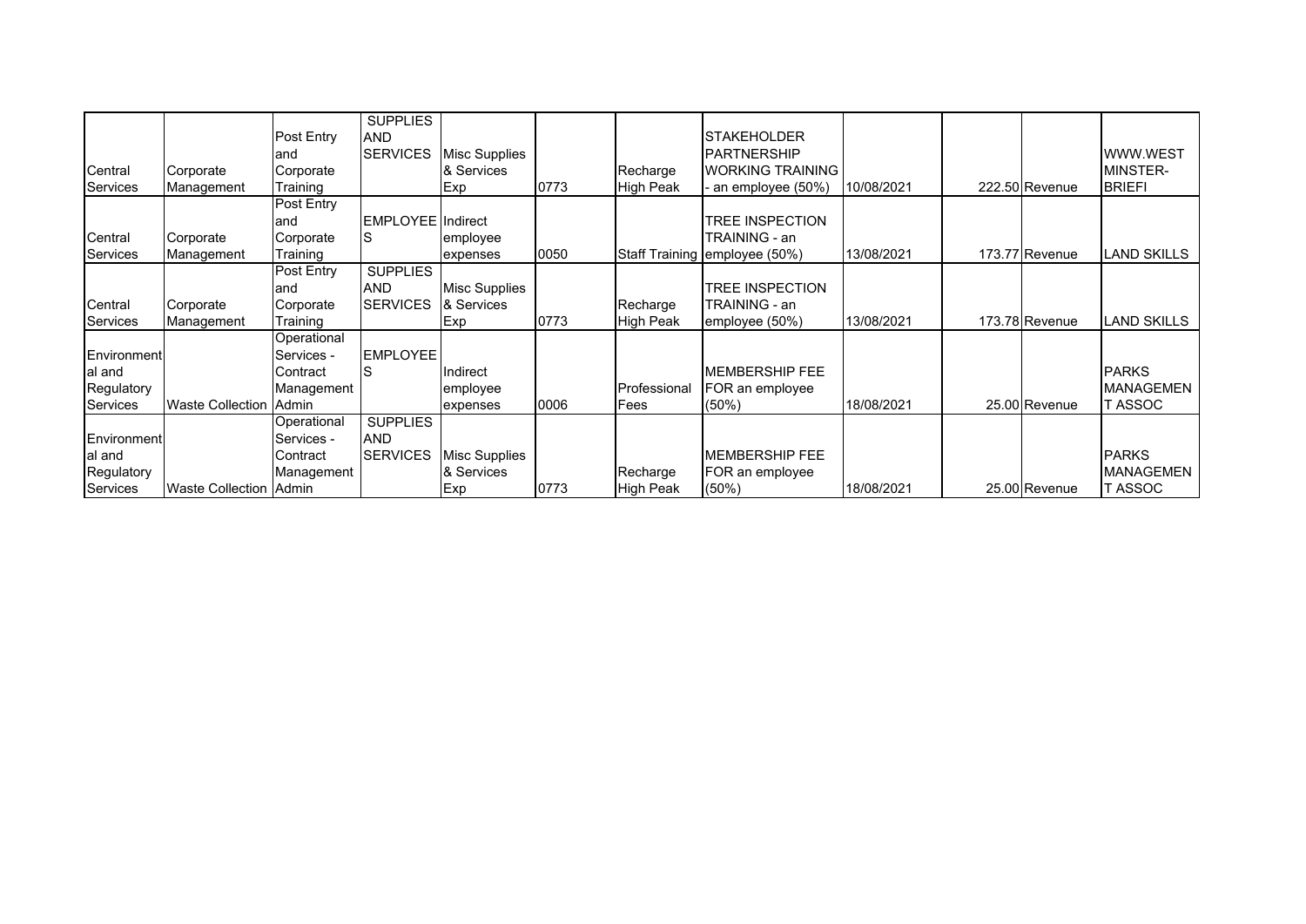| | | | | | | | | | | | |
|---|---|---|---|---|---|---|---|---|---|---|---|
| Central Services | Corporate Management | Post Entry and Corporate Training | SUPPLIES AND SERVICES | Misc Supplies & Services Exp | 0773 | Recharge High Peak | STAKEHOLDER PARTNERSHIP WORKING TRAINING - an employee (50%) | 10/08/2021 | 222.50 | Revenue | WWW.WESTMINSTER-BRIEFI |
| Central Services | Corporate Management | Post Entry and Corporate Training | EMPLOYEES | Indirect employee expenses | 0050 | Staff Training | TREE INSPECTION TRAINING - an employee (50%) | 13/08/2021 | 173.77 | Revenue | LAND SKILLS |
| Central Services | Corporate Management | Post Entry and Corporate Training | SUPPLIES AND SERVICES | Misc Supplies & Services Exp | 0773 | Recharge High Peak | TREE INSPECTION TRAINING - an employee (50%) | 13/08/2021 | 173.78 | Revenue | LAND SKILLS |
| Environmental and Regulatory Services | Waste Collection | Operational Services - Contract Management Admin | EMPLOYEES | Indirect employee expenses | 0006 | Professional Fees | MEMBERSHIP FEE FOR an employee (50%) | 18/08/2021 | 25.00 | Revenue | PARKS MANAGEMENT ASSOC |
| Environmental and Regulatory Services | Waste Collection | Operational Services - Contract Management Admin | SUPPLIES AND SERVICES | Misc Supplies & Services Exp | 0773 | Recharge High Peak | MEMBERSHIP FEE FOR an employee (50%) | 18/08/2021 | 25.00 | Revenue | PARKS MANAGEMENT ASSOC |